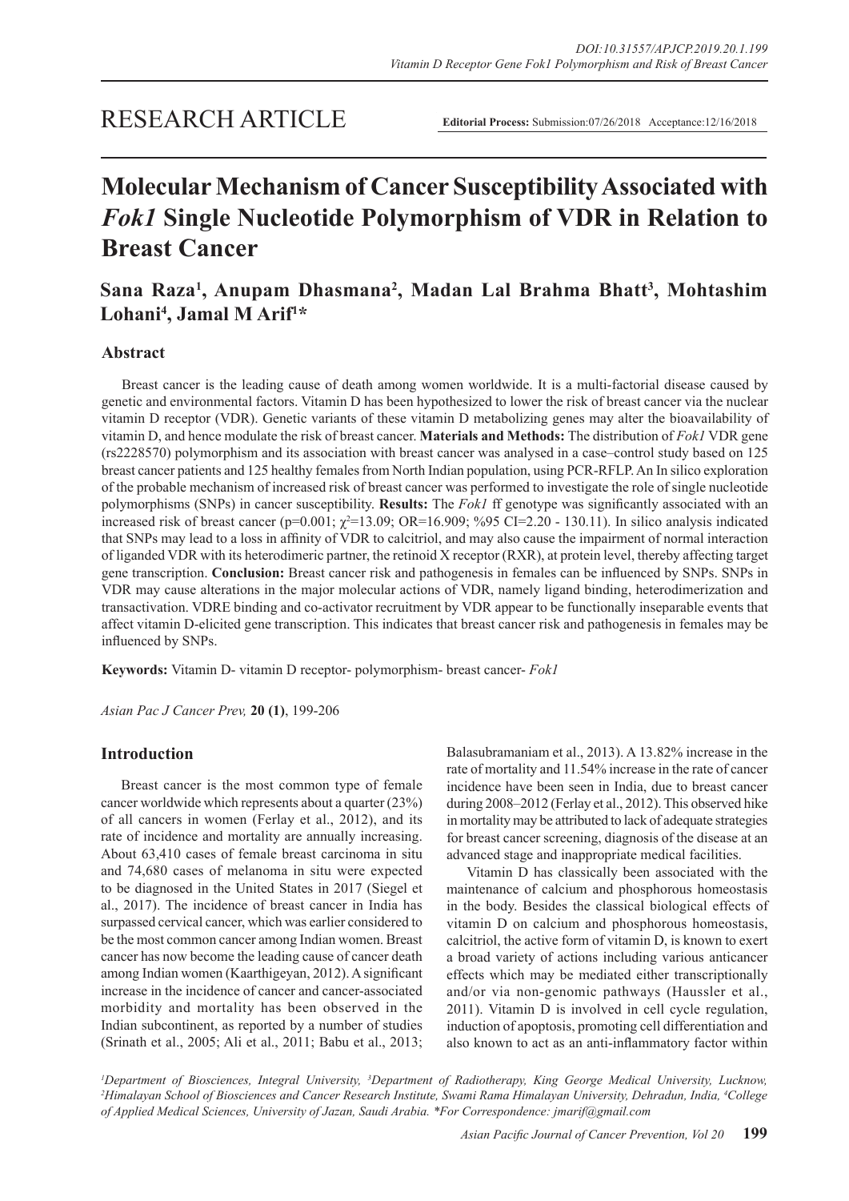RESEARCH ARTICLE

**Editorial Process:** Submission:07/26/2018 Acceptance:12/16/2018

# Molecular Mechanism of Cancer Susceptibility Associated with *Fok1* Single Nucleotide Polymorphism of VDR in Relation to Breast Cancer

**Sana Raza[1], Anupam Dhasmana[2], Madan Lal Brahma Bhatt[3], Mohtashim Lohani[4], Jamal M Arif[1]***

## Abstract

Breast cancer is the leading cause of death among women worldwide. It is a multi-factorial disease caused by genetic and environmental factors. Vitamin D has been hypothesized to lower the risk of breast cancer via the nuclear vitamin D receptor (VDR). Genetic variants of these vitamin D metabolizing genes may alter the bioavailability of vitamin D, and hence modulate the risk of breast cancer. **Materials and Methods:** The distribution of *Fok1* VDR gene (rs2228570) polymorphism and its association with breast cancer was analysed in a case–control study based on 125 breast cancer patients and 125 healthy females from North Indian population, using PCR-RFLP. An In silico exploration of the probable mechanism of increased risk of breast cancer was performed to investigate the role of single nucleotide polymorphisms (SNPs) in cancer susceptibility. **Results:** The *Fok1* ff genotype was significantly associated with an increased risk of breast cancer (p=0.001; $\chi^2$=13.09; OR=16.909; %95 CI=2.20 - 130.11). In silico analysis indicated that SNPs may lead to a loss in affinity of VDR to calcitriol, and may also cause the impairment of normal interaction of liganded VDR with its heterodimeric partner, the retinoid X receptor (RXR), at protein level, thereby affecting target gene transcription. **Conclusion:** Breast cancer risk and pathogenesis in females can be influenced by SNPs. SNPs in VDR may cause alterations in the major molecular actions of VDR, namely ligand binding, heterodimerization and transactivation. VDRE binding and co-activator recruitment by VDR appear to be functionally inseparable events that affect vitamin D-elicited gene transcription. This indicates that breast cancer risk and pathogenesis in females may be influenced by SNPs.

**Keywords:** Vitamin D- vitamin D receptor- polymorphism- breast cancer- *Fok1*

*Asian Pac J Cancer Prev,* **20 (1)**, 199-206

## Introduction

Breast cancer is the most common type of female cancer worldwide which represents about a quarter (23%) of all cancers in women (Ferlay et al., 2012), and its rate of incidence and mortality are annually increasing. About 63,410 cases of female breast carcinoma in situ and 74,680 cases of melanoma in situ were expected to be diagnosed in the United States in 2017 (Siegel et al., 2017). The incidence of breast cancer in India has surpassed cervical cancer, which was earlier considered to be the most common cancer among Indian women. Breast cancer has now become the leading cause of cancer death among Indian women (Kaarthigeyan, 2012). A significant increase in the incidence of cancer and cancer-associated morbidity and mortality has been observed in the Indian subcontinent, as reported by a number of studies (Srinath et al., 2005; Ali et al., 2011; Babu et al., 2013; Balasubramaniam et al., 2013). A 13.82% increase in the rate of mortality and 11.54% increase in the rate of cancer incidence have been seen in India, due to breast cancer during 2008–2012 (Ferlay et al., 2012). This observed hike in mortality may be attributed to lack of adequate strategies for breast cancer screening, diagnosis of the disease at an advanced stage and inappropriate medical facilities.

Vitamin D has classically been associated with the maintenance of calcium and phosphorous homeostasis in the body. Besides the classical biological effects of vitamin D on calcium and phosphorous homeostasis, calcitriol, the active form of vitamin D, is known to exert a broad variety of actions including various anticancer effects which may be mediated either transcriptionally and/or via non-genomic pathways (Haussler et al., 2011). Vitamin D is involved in cell cycle regulation, induction of apoptosis, promoting cell differentiation and also known to act as an anti-inflammatory factor within

[1]Department of Biosciences, Integral University, [3]Department of Radiotherapy, King George Medical University, Lucknow, [2]Himalayan School of Biosciences and Cancer Research Institute, Swami Rama Himalayan University, Dehradun, India, [4]College of Applied Medical Sciences, University of Jazan, Saudi Arabia. *For Correspondence: jmarif@gmail.com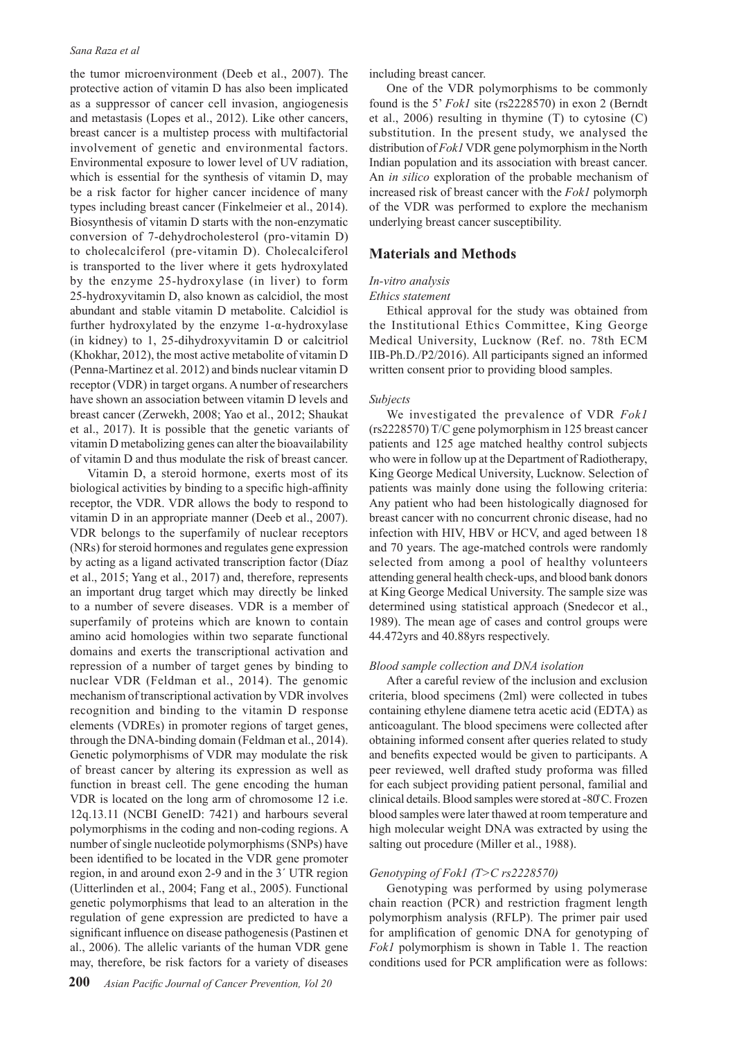the tumor microenvironment (Deeb et al., 2007). The protective action of vitamin D has also been implicated as a suppressor of cancer cell invasion, angiogenesis and metastasis (Lopes et al., 2012). Like other cancers, breast cancer is a multistep process with multifactorial involvement of genetic and environmental factors. Environmental exposure to lower level of UV radiation, which is essential for the synthesis of vitamin D, may be a risk factor for higher cancer incidence of many types including breast cancer (Finkelmeier et al., 2014). Biosynthesis of vitamin D starts with the non-enzymatic conversion of 7-dehydrocholesterol (pro-vitamin D) to cholecalciferol (pre-vitamin D). Cholecalciferol is transported to the liver where it gets hydroxylated by the enzyme 25-hydroxylase (in liver) to form 25-hydroxyvitamin D, also known as calcidiol, the most abundant and stable vitamin D metabolite. Calcidiol is further hydroxylated by the enzyme 1-α-hydroxylase (in kidney) to 1, 25-dihydroxyvitamin D or calcitriol (Khokhar, 2012), the most active metabolite of vitamin D (Penna-Martinez et al. 2012) and binds nuclear vitamin D receptor (VDR) in target organs. A number of researchers have shown an association between vitamin D levels and breast cancer (Zerwekh, 2008; Yao et al., 2012; Shaukat et al., 2017). It is possible that the genetic variants of vitamin D metabolizing genes can alter the bioavailability of vitamin D and thus modulate the risk of breast cancer.

Vitamin D, a steroid hormone, exerts most of its biological activities by binding to a specific high-affinity receptor, the VDR. VDR allows the body to respond to vitamin D in an appropriate manner (Deeb et al., 2007). VDR belongs to the superfamily of nuclear receptors (NRs) for steroid hormones and regulates gene expression by acting as a ligand activated transcription factor (Díaz et al., 2015; Yang et al., 2017) and, therefore, represents an important drug target which may directly be linked to a number of severe diseases. VDR is a member of superfamily of proteins which are known to contain amino acid homologies within two separate functional domains and exerts the transcriptional activation and repression of a number of target genes by binding to nuclear VDR (Feldman et al., 2014). The genomic mechanism of transcriptional activation by VDR involves recognition and binding to the vitamin D response elements (VDREs) in promoter regions of target genes, through the DNA-binding domain (Feldman et al., 2014). Genetic polymorphisms of VDR may modulate the risk of breast cancer by altering its expression as well as function in breast cell. The gene encoding the human VDR is located on the long arm of chromosome 12 i.e. 12q.13.11 (NCBI GeneID: 7421) and harbours several polymorphisms in the coding and non-coding regions. A number of single nucleotide polymorphisms (SNPs) have been identified to be located in the VDR gene promoter region, in and around exon 2-9 and in the 3′ UTR region (Uitterlinden et al., 2004; Fang et al., 2005). Functional genetic polymorphisms that lead to an alteration in the regulation of gene expression are predicted to have a significant influence on disease pathogenesis (Pastinen et al., 2006). The allelic variants of the human VDR gene may, therefore, be risk factors for a variety of diseases including breast cancer.

One of the VDR polymorphisms to be commonly found is the 5′ *Fok1* site (rs2228570) in exon 2 (Berndt et al., 2006) resulting in thymine (T) to cytosine (C) substitution. In the present study, we analysed the distribution of *Fok1* VDR gene polymorphism in the North Indian population and its association with breast cancer. An *in silico* exploration of the probable mechanism of increased risk of breast cancer with the *Fok1* polymorph of the VDR was performed to explore the mechanism underlying breast cancer susceptibility.

## Materials and Methods

*In-vitro analysis*

*Ethics statement*

Ethical approval for the study was obtained from the Institutional Ethics Committee, King George Medical University, Lucknow (Ref. no. 78th ECM IIB-Ph.D./P2/2016). All participants signed an informed written consent prior to providing blood samples.

*Subjects*

We investigated the prevalence of VDR *Fok1* (rs2228570) T/C gene polymorphism in 125 breast cancer patients and 125 age matched healthy control subjects who were in follow up at the Department of Radiotherapy, King George Medical University, Lucknow. Selection of patients was mainly done using the following criteria: Any patient who had been histologically diagnosed for breast cancer with no concurrent chronic disease, had no infection with HIV, HBV or HCV, and aged between 18 and 70 years. The age-matched controls were randomly selected from among a pool of healthy volunteers attending general health check-ups, and blood bank donors at King George Medical University. The sample size was determined using statistical approach (Snedecor et al., 1989). The mean age of cases and control groups were 44.472yrs and 40.88yrs respectively.

*Blood sample collection and DNA isolation*

After a careful review of the inclusion and exclusion criteria, blood specimens (2ml) were collected in tubes containing ethylene diamene tetra acetic acid (EDTA) as anticoagulant. The blood specimens were collected after obtaining informed consent after queries related to study and benefits expected would be given to participants. A peer reviewed, well drafted study proforma was filled for each subject providing patient personal, familial and clinical details. Blood samples were stored at -80̊C. Frozen blood samples were later thawed at room temperature and high molecular weight DNA was extracted by using the salting out procedure (Miller et al., 1988).

*Genotyping of Fok1 (T>C rs2228570)*

Genotyping was performed by using polymerase chain reaction (PCR) and restriction fragment length polymorphism analysis (RFLP). The primer pair used for amplification of genomic DNA for genotyping of *Fok1* polymorphism is shown in Table 1. The reaction conditions used for PCR amplification were as follows: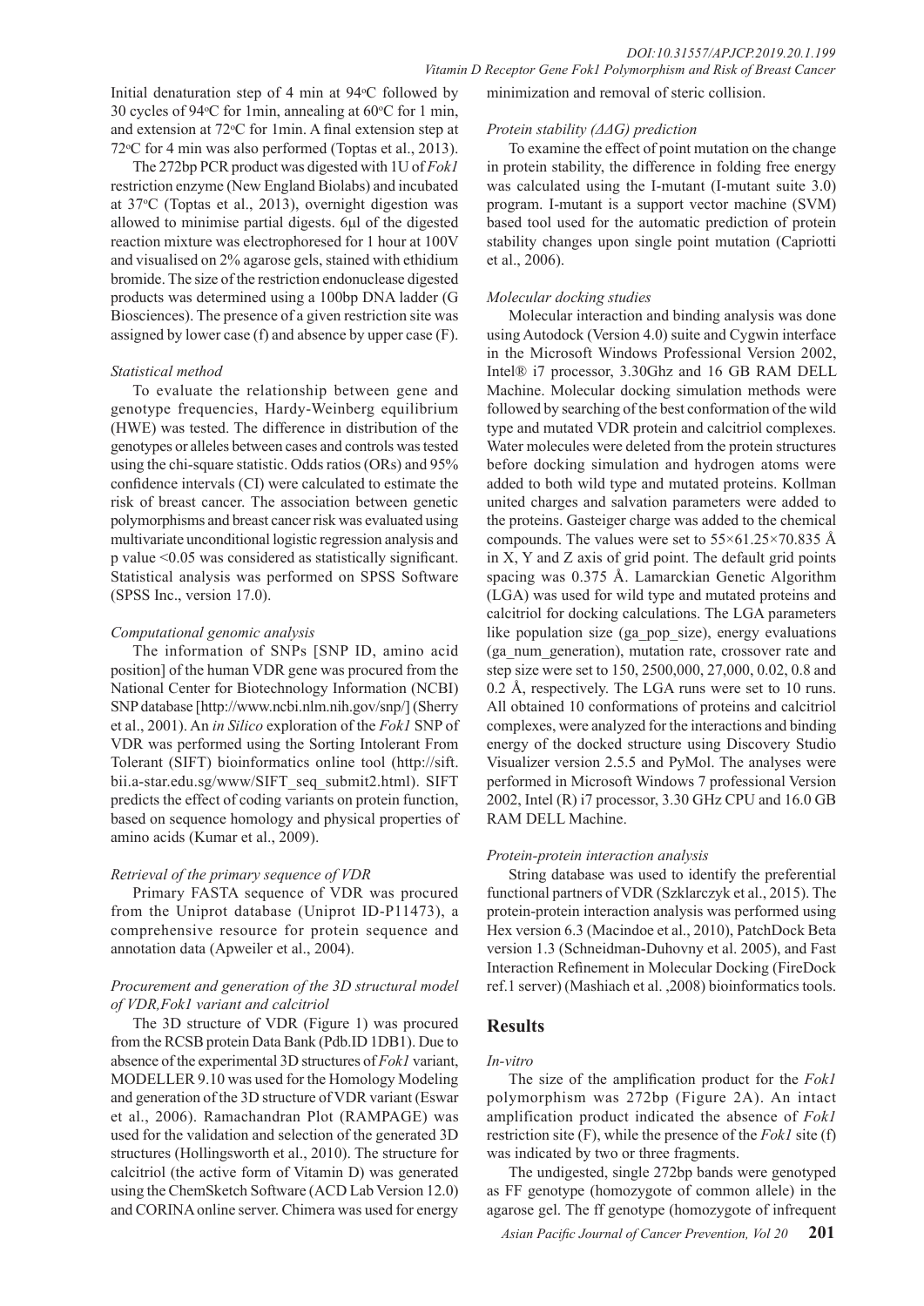Initial denaturation step of 4 min at 94°C followed by 30 cycles of 94°C for 1min, annealing at 60°C for 1 min, and extension at 72°C for 1min. A final extension step at 72°C for 4 min was also performed (Toptas et al., 2013).

The 272bp PCR product was digested with 1U of *Fok1* restriction enzyme (New England Biolabs) and incubated at 37°C (Toptas et al., 2013), overnight digestion was allowed to minimise partial digests. 6µl of the digested reaction mixture was electrophoresed for 1 hour at 100V and visualised on 2% agarose gels, stained with ethidium bromide. The size of the restriction endonuclease digested products was determined using a 100bp DNA ladder (G Biosciences). The presence of a given restriction site was assigned by lower case (f) and absence by upper case (F).

*Statistical method*

To evaluate the relationship between gene and genotype frequencies, Hardy-Weinberg equilibrium (HWE) was tested. The difference in distribution of the genotypes or alleles between cases and controls was tested using the chi-square statistic. Odds ratios (ORs) and 95% confidence intervals (CI) were calculated to estimate the risk of breast cancer. The association between genetic polymorphisms and breast cancer risk was evaluated using multivariate unconditional logistic regression analysis and p value $<0.05$ was considered as statistically significant. Statistical analysis was performed on SPSS Software (SPSS Inc., version 17.0).

*Computational genomic analysis*

The information of SNPs [SNP ID, amino acid position] of the human VDR gene was procured from the National Center for Biotechnology Information (NCBI) SNP database [http://www.ncbi.nlm.nih.gov/snp/] (Sherry et al., 2001). An *in Silico* exploration of the *Fok1* SNP of VDR was performed using the Sorting Intolerant From Tolerant (SIFT) bioinformatics online tool (http://sift.bii.a-star.edu.sg/www/SIFT_seq_submit2.html). SIFT predicts the effect of coding variants on protein function, based on sequence homology and physical properties of amino acids (Kumar et al., 2009).

*Retrieval of the primary sequence of VDR*

Primary FASTA sequence of VDR was procured from the Uniprot database (Uniprot ID-P11473), a comprehensive resource for protein sequence and annotation data (Apweiler et al., 2004).

*Procurement and generation of the 3D structural model of VDR,Fok1 variant and calcitriol*

The 3D structure of VDR (Figure 1) was procured from the RCSB protein Data Bank (Pdb.ID 1DB1). Due to absence of the experimental 3D structures of *Fok1* variant, MODELLER 9.10 was used for the Homology Modeling and generation of the 3D structure of VDR variant (Eswar et al., 2006). Ramachandran Plot (RAMPAGE) was used for the validation and selection of the generated 3D structures (Hollingsworth et al., 2010). The structure for calcitriol (the active form of Vitamin D) was generated using the ChemSketch Software (ACD Lab Version 12.0) and CORINA online server. Chimera was used for energy minimization and removal of steric collision.

*Protein stability (ΔΔG) prediction*

To examine the effect of point mutation on the change in protein stability, the difference in folding free energy was calculated using the I-mutant (I-mutant suite 3.0) program. I-mutant is a support vector machine (SVM) based tool used for the automatic prediction of protein stability changes upon single point mutation (Capriotti et al., 2006).

*Molecular docking studies*

Molecular interaction and binding analysis was done using Autodock (Version 4.0) suite and Cygwin interface in the Microsoft Windows Professional Version 2002, Intel® i7 processor, 3.30Ghz and 16 GB RAM DELL Machine. Molecular docking simulation methods were followed by searching of the best conformation of the wild type and mutated VDR protein and calcitriol complexes. Water molecules were deleted from the protein structures before docking simulation and hydrogen atoms were added to both wild type and mutated proteins. Kollman united charges and salvation parameters were added to the proteins. Gasteiger charge was added to the chemical compounds. The values were set to 55×61.25×70.835 Å in X, Y and Z axis of grid point. The default grid points spacing was 0.375 Å. Lamarckian Genetic Algorithm (LGA) was used for wild type and mutated proteins and calcitriol for docking calculations. The LGA parameters like population size (ga_pop_size), energy evaluations (ga_num_generation), mutation rate, crossover rate and step size were set to 150, 2500,000, 27,000, 0.02, 0.8 and 0.2 Å, respectively. The LGA runs were set to 10 runs. All obtained 10 conformations of proteins and calcitriol complexes, were analyzed for the interactions and binding energy of the docked structure using Discovery Studio Visualizer version 2.5.5 and PyMol. The analyses were performed in Microsoft Windows 7 professional Version 2002, Intel (R) i7 processor, 3.30 GHz CPU and 16.0 GB RAM DELL Machine.

*Protein-protein interaction analysis*

String database was used to identify the preferential functional partners of VDR (Szklarczyk et al., 2015). The protein-protein interaction analysis was performed using Hex version 6.3 (Macindoe et al., 2010), PatchDock Beta version 1.3 (Schneidman-Duhovny et al. 2005), and Fast Interaction Refinement in Molecular Docking (FireDock ref.1 server) (Mashiach et al. ,2008) bioinformatics tools.

## Results

*In-vitro*

The size of the amplification product for the *Fok1* polymorphism was 272bp (Figure 2A). An intact amplification product indicated the absence of *Fok1* restriction site (F), while the presence of the *Fok1* site (f) was indicated by two or three fragments.

The undigested, single 272bp bands were genotyped as FF genotype (homozygote of common allele) in the agarose gel. The ff genotype (homozygote of infrequent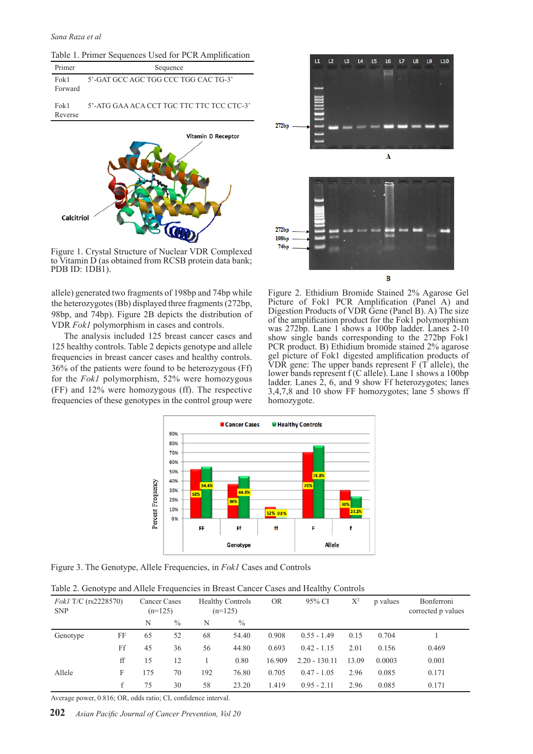Table 1. Primer Sequences Used for PCR Amplification

| Primer | Sequence |
|---|---|
| Fok1 Forward | 5'-GAT GCC AGC TGG CCC TGG CAC TG-3' |
| Fok1 Reverse | 5'-ATG GAA ACA CCT TGC TTC TTC TCC CTC-3' |

Figure 1. Crystal Structure of Nuclear VDR Complexed to Vitamin D (as obtained from RCSB protein data bank; PDB ID: 1DB1).

allele) generated two fragments of 198bp and 74bp while the heterozygotes (Bb) displayed three fragments (272bp, 98bp, and 74bp). Figure 2B depicts the distribution of VDR *Fok1* polymorphism in cases and controls.

The analysis included 125 breast cancer cases and 125 healthy controls. Table 2 depicts genotype and allele frequencies in breast cancer cases and healthy controls. 36% of the patients were found to be heterozygous (Ff) for the *Fok1* polymorphism, 52% were homozygous (FF) and 12% were homozygous (ff). The respective frequencies of these genotypes in the control group were

Figure 2. Ethidium Bromide Stained 2% Agarose Gel Picture of Fok1 PCR Amplification (Panel A) and Digestion Products of VDR Gene (Panel B). A) The size of the amplification product for the Fok1 polymorphism was 272bp. Lane 1 shows a 100bp ladder. Lanes 2-10 show single bands corresponding to the 272bp Fok1 PCR product. B) Ethidium bromide stained 2% agarose gel picture of Fok1 digested amplification products of VDR gene: The upper bands represent F (T allele), the lower bands represent f (C allele). Lane 1 shows a 100bp ladder. Lanes 2, 6, and 9 show Ff heterozygotes; lanes 3,4,7,8 and 10 show FF homozygotes; lane 5 shows ff homozygote.

Figure 3. The Genotype, Allele Frequencies, in *Fok1* Cases and Controls

Table 2. Genotype and Allele Frequencies in Breast Cancer Cases and Healthy Controls

| *Fok1* T/C (rs2228570) SNP | | Cancer Cases (n=125) | | Healthy Controls (n=125) | | OR | 95% CI | $X^2$ | p values | Bonferroni corrected p values |
|---|---|---|---|---|---|---|---|---|---|---|
| | | N | % | N | % | | | | | |
| Genotype | FF | 65 | 52 | 68 | 54.40 | 0.908 | 0.55 - 1.49 | 0.15 | 0.704 | 1 |
| | Ff | 45 | 36 | 56 | 44.80 | 0.693 | 0.42 - 1.15 | 2.01 | 0.156 | 0.469 |
| | ff | 15 | 12 | 1 | 0.80 | 16.909 | 2.20 - 130.11 | 13.09 | 0.0003 | 0.001 |
| Allele | F | 175 | 70 | 192 | 76.80 | 0.705 | 0.47 - 1.05 | 2.96 | 0.085 | 0.171 |
| | f | 75 | 30 | 58 | 23.20 | 1.419 | 0.95 - 2.11 | 2.96 | 0.085 | 0.171 |

Average power, 0.816; OR, odds ratio; CI, confidence interval.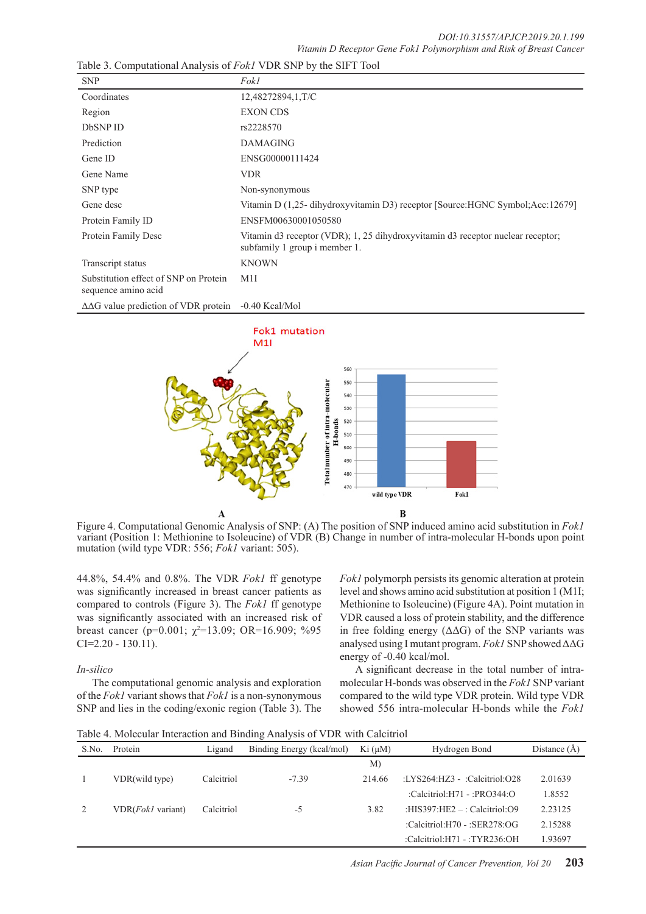Table 3. Computational Analysis of *Fok1* VDR SNP by the SIFT Tool

| SNP | *Fok1* |
|---|---|
| Coordinates | 12,48272894,1,T/C |
| Region | EXON CDS |
| DbSNP ID | rs2228570 |
| Prediction | DAMAGING |
| Gene ID | ENSG00000111424 |
| Gene Name | VDR |
| SNP type | Non-synonymous |
| Gene desc | Vitamin D (1,25- dihydroxyvitamin D3) receptor [Source:HGNC Symbol;Acc:12679] |
| Protein Family ID | ENSFM00630001050580 |
| Protein Family Desc | Vitamin d3 receptor (VDR); 1, 25 dihydroxyvitamin d3 receptor nuclear receptor; subfamily 1 group i member 1. |
| Transcript status | KNOWN |
| Substitution effect of SNP on Protein sequence amino acid | M1I |
| ΔΔG value prediction of VDR protein | -0.40 Kcal/Mol |

Figure 4. Computational Genomic Analysis of SNP: (A) The position of SNP induced amino acid substitution in *Fok1* variant (Position 1: Methionine to Isoleucine) of VDR (B) Change in number of intra-molecular H-bonds upon point mutation (wild type VDR: 556; *Fok1* variant: 505).

44.8%, 54.4% and 0.8%. The VDR *Fok1* ff genotype was significantly increased in breast cancer patients as compared to controls (Figure 3). The *Fok1* ff genotype was significantly associated with an increased risk of breast cancer (p=0.001; $\chi^2$=13.09; OR=16.909; %95 CI=2.20 - 130.11).

*In-silico*

The computational genomic analysis and exploration of the *Fok1* variant shows that *Fok1* is a non-synonymous SNP and lies in the coding/exonic region (Table 3). The *Fok1* polymorph persists its genomic alteration at protein level and shows amino acid substitution at position 1 (M1I; Methionine to Isoleucine) (Figure 4A). Point mutation in VDR caused a loss of protein stability, and the difference in free folding energy (ΔΔG) of the SNP variants was analysed using I mutant program. *Fok1* SNP showed ΔΔG energy of -0.40 kcal/mol.

A significant decrease in the total number of intra-molecular H-bonds was observed in the *Fok1* SNP variant compared to the wild type VDR protein. Wild type VDR showed 556 intra-molecular H-bonds while the *Fok1*

Table 4. Molecular Interaction and Binding Analysis of VDR with Calcitriol

| S.No. | Protein | Ligand | Binding Energy (kcal/mol) | Ki (µM) | Hydrogen Bond | Distance (Å) |
|---|---|---|---|---|---|---|
| 1 | VDR(wild type) | Calcitriol | -7.39 | 214.66 | :LYS264:HZ3 - :Calcitriol:O28 | 2.01639 |
| | | | | | :Calcitriol:H71 - :PRO344:O | 1.8552 |
| 2 | VDR(*Fok1* variant) | Calcitriol | -5 | 3.82 | :HIS397:HE2 – : Calcitriol:O9 | 2.23125 |
| | | | | | :Calcitriol:H70 - :SER278:OG | 2.15288 |
| | | | | | :Calcitriol:H71 - :TYR236:OH | 1.93697 |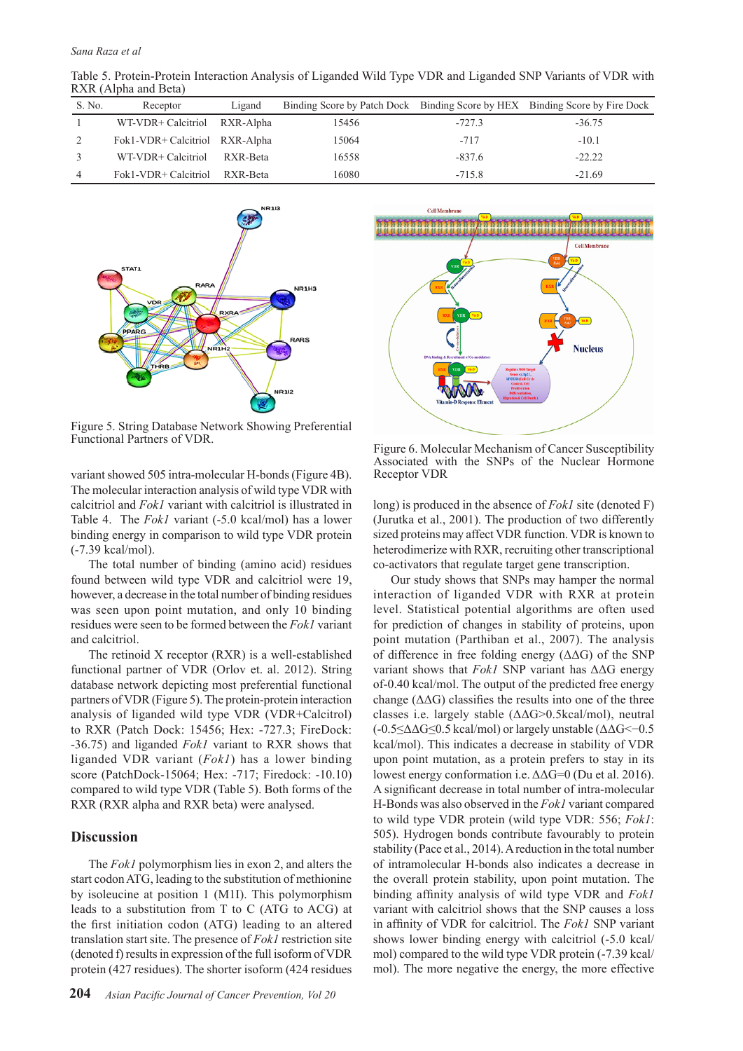Table 5. Protein-Protein Interaction Analysis of Liganded Wild Type VDR and Liganded SNP Variants of VDR with RXR (Alpha and Beta)

| S. No. | Receptor | Ligand | Binding Score by Patch Dock | Binding Score by HEX | Binding Score by Fire Dock |
|---|---|---|---|---|---|
| 1 | WT-VDR+ Calcitriol | RXR-Alpha | 15456 | -727.3 | -36.75 |
| 2 | Fok1-VDR+ Calcitriol | RXR-Alpha | 15064 | -717 | -10.1 |
| 3 | WT-VDR+ Calcitriol | RXR-Beta | 16558 | -837.6 | -22.22 |
| 4 | Fok1-VDR+ Calcitriol | RXR-Beta | 16080 | -715.8 | -21.69 |

Figure 5. String Database Network Showing Preferential Functional Partners of VDR.

Figure 6. Molecular Mechanism of Cancer Susceptibility Associated with the SNPs of the Nuclear Hormone Receptor VDR

variant showed 505 intra-molecular H-bonds (Figure 4B). The molecular interaction analysis of wild type VDR with calcitriol and *Fok1* variant with calcitriol is illustrated in Table 4. The *Fok1* variant (-5.0 kcal/mol) has a lower binding energy in comparison to wild type VDR protein (-7.39 kcal/mol).

The total number of binding (amino acid) residues found between wild type VDR and calcitriol were 19, however, a decrease in the total number of binding residues was seen upon point mutation, and only 10 binding residues were seen to be formed between the *Fok1* variant and calcitriol.

The retinoid X receptor (RXR) is a well-established functional partner of VDR (Orlov et. al. 2012). String database network depicting most preferential functional partners of VDR (Figure 5). The protein-protein interaction analysis of liganded wild type VDR (VDR+Calcitrol) to RXR (Patch Dock: 15456; Hex: -727.3; FireDock: -36.75) and liganded *Fok1* variant to RXR shows that liganded VDR variant (*Fok1*) has a lower binding score (PatchDock-15064; Hex: -717; Firedock: -10.10) compared to wild type VDR (Table 5). Both forms of the RXR (RXR alpha and RXR beta) were analysed.

## Discussion

The *Fok1* polymorphism lies in exon 2, and alters the start codon ATG, leading to the substitution of methionine by isoleucine at position 1 (M1I). This polymorphism leads to a substitution from T to C (ATG to ACG) at the first initiation codon (ATG) leading to an altered translation start site. The presence of *Fok1* restriction site (denoted f) results in expression of the full isoform of VDR protein (427 residues). The shorter isoform (424 residues long) is produced in the absence of *Fok1* site (denoted F) (Jurutka et al., 2001). The production of two differently sized proteins may affect VDR function. VDR is known to heterodimerize with RXR, recruiting other transcriptional co-activators that regulate target gene transcription.

Our study shows that SNPs may hamper the normal interaction of liganded VDR with RXR at protein level. Statistical potential algorithms are often used for prediction of changes in stability of proteins, upon point mutation (Parthiban et al., 2007). The analysis of difference in free folding energy (ΔΔG) of the SNP variant shows that *Fok1* SNP variant has ΔΔG energy of-0.40 kcal/mol. The output of the predicted free energy change (ΔΔG) classifies the results into one of the three classes i.e. largely stable (ΔΔG>0.5kcal/mol), neutral (-0.5≤ΔΔG≤0.5 kcal/mol) or largely unstable (ΔΔG<−0.5 kcal/mol). This indicates a decrease in stability of VDR upon point mutation, as a protein prefers to stay in its lowest energy conformation i.e. ΔΔG=0 (Du et al. 2016). A significant decrease in total number of intra-molecular H-Bonds was also observed in the *Fok1* variant compared to wild type VDR protein (wild type VDR: 556; *Fok1*: 505). Hydrogen bonds contribute favourably to protein stability (Pace et al., 2014). A reduction in the total number of intramolecular H-bonds also indicates a decrease in the overall protein stability, upon point mutation. The binding affinity analysis of wild type VDR and *Fok1* variant with calcitriol shows that the SNP causes a loss in affinity of VDR for calcitriol. The *Fok1* SNP variant shows lower binding energy with calcitriol (-5.0 kcal/mol) compared to the wild type VDR protein (-7.39 kcal/mol). The more negative the energy, the more effective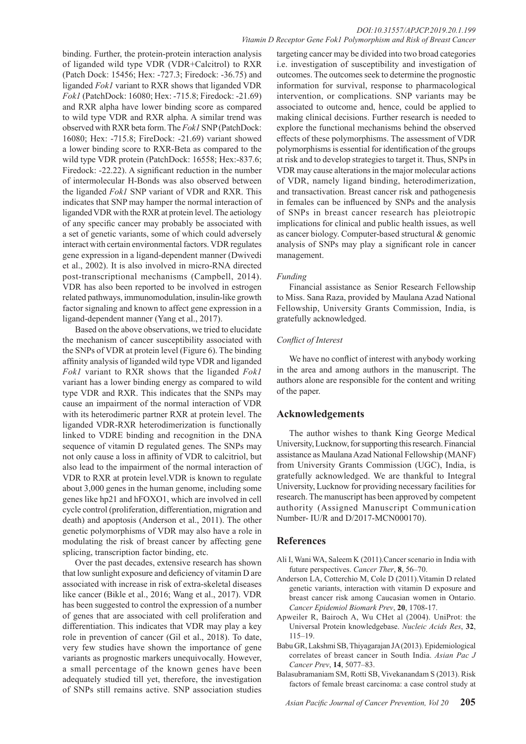binding. Further, the protein-protein interaction analysis of liganded wild type VDR (VDR+Calcitrol) to RXR (Patch Dock: 15456; Hex: -727.3; Firedock: -36.75) and liganded *Fok1* variant to RXR shows that liganded VDR *Fok1* (PatchDock: 16080; Hex: -715.8; Firedock: -21.69) and RXR alpha have lower binding score as compared to wild type VDR and RXR alpha. A similar trend was observed with RXR beta form. The *Fok1* SNP (PatchDock: 16080; Hex: -715.8; FireDock: -21.69) variant showed a lower binding score to RXR-Beta as compared to the wild type VDR protein (PatchDock: 16558; Hex:-837.6; Firedock: -22.22). A significant reduction in the number of intermolecular H-Bonds was also observed between the liganded *Fok1* SNP variant of VDR and RXR. This indicates that SNP may hamper the normal interaction of liganded VDR with the RXR at protein level. The aetiology of any specific cancer may probably be associated with a set of genetic variants, some of which could adversely interact with certain environmental factors. VDR regulates gene expression in a ligand-dependent manner (Dwivedi et al., 2002). It is also involved in micro-RNA directed post-transcriptional mechanisms (Campbell, 2014). VDR has also been reported to be involved in estrogen related pathways, immunomodulation, insulin-like growth factor signaling and known to affect gene expression in a ligand-dependent manner (Yang et al., 2017).

Based on the above observations, we tried to elucidate the mechanism of cancer susceptibility associated with the SNPs of VDR at protein level (Figure 6). The binding affinity analysis of liganded wild type VDR and liganded *Fok1* variant to RXR shows that the liganded *Fok1* variant has a lower binding energy as compared to wild type VDR and RXR. This indicates that the SNPs may cause an impairment of the normal interaction of VDR with its heterodimeric partner RXR at protein level. The liganded VDR-RXR heterodimerization is functionally linked to VDRE binding and recognition in the DNA sequence of vitamin D regulated genes. The SNPs may not only cause a loss in affinity of VDR to calcitriol, but also lead to the impairment of the normal interaction of VDR to RXR at protein level.VDR is known to regulate about 3,000 genes in the human genome, including some genes like hp21 and hFOXO1, which are involved in cell cycle control (proliferation, differentiation, migration and death) and apoptosis (Anderson et al., 2011). The other genetic polymorphisms of VDR may also have a role in modulating the risk of breast cancer by affecting gene splicing, transcription factor binding, etc.

Over the past decades, extensive research has shown that low sunlight exposure and deficiency of vitamin D are associated with increase in risk of extra-skeletal diseases like cancer (Bikle et al., 2016; Wang et al., 2017). VDR has been suggested to control the expression of a number of genes that are associated with cell proliferation and differentiation. This indicates that VDR may play a key role in prevention of cancer (Gil et al., 2018). To date, very few studies have shown the importance of gene variants as prognostic markers unequivocally. However, a small percentage of the known genes have been adequately studied till yet, therefore, the investigation of SNPs still remains active. SNP association studies targeting cancer may be divided into two broad categories i.e. investigation of susceptibility and investigation of outcomes. The outcomes seek to determine the prognostic information for survival, response to pharmacological intervention, or complications. SNP variants may be associated to outcome and, hence, could be applied to making clinical decisions. Further research is needed to explore the functional mechanisms behind the observed effects of these polymorphisms. The assessment of VDR polymorphisms is essential for identification of the groups at risk and to develop strategies to target it. Thus, SNPs in VDR may cause alterations in the major molecular actions of VDR, namely ligand binding, heterodimerization, and transactivation. Breast cancer risk and pathogenesis in females can be influenced by SNPs and the analysis of SNPs in breast cancer research has pleiotropic implications for clinical and public health issues, as well as cancer biology. Computer-based structural & genomic analysis of SNPs may play a significant role in cancer management.

*Funding*

Financial assistance as Senior Research Fellowship to Miss. Sana Raza, provided by Maulana Azad National Fellowship, University Grants Commission, India, is gratefully acknowledged.

*Conflict of Interest*

We have no conflict of interest with anybody working in the area and among authors in the manuscript. The authors alone are responsible for the content and writing of the paper.

## Acknowledgements

The author wishes to thank King George Medical University, Lucknow, for supporting this research. Financial assistance as Maulana Azad National Fellowship (MANF) from University Grants Commission (UGC), India, is gratefully acknowledged. We are thankful to Integral University, Lucknow for providing necessary facilities for research. The manuscript has been approved by competent authority (Assigned Manuscript Communication Number- IU/R and D/2017-MCN000170).

## References

Ali I, Wani WA, Saleem K (2011).Cancer scenario in India with future perspectives. *Cancer Ther*, **8**, 56–70.

Anderson LA, Cotterchio M, Cole D (2011).Vitamin D related genetic variants, interaction with vitamin D exposure and breast cancer risk among Caucasian women in Ontario. *Cancer Epidemiol Biomark Prev*, **20**, 1708-17.

Apweiler R, Bairoch A, Wu CHet al (2004). UniProt: the Universal Protein knowledgebase. *Nucleic Acids Res*, **32**, 115–19.

Babu GR, Lakshmi SB, Thiyagarajan JA (2013). Epidemiological correlates of breast cancer in South India. *Asian Pac J Cancer Prev*, **14**, 5077–83.

Balasubramaniam SM, Rotti SB, Vivekanandam S (2013). Risk factors of female breast carcinoma: a case control study at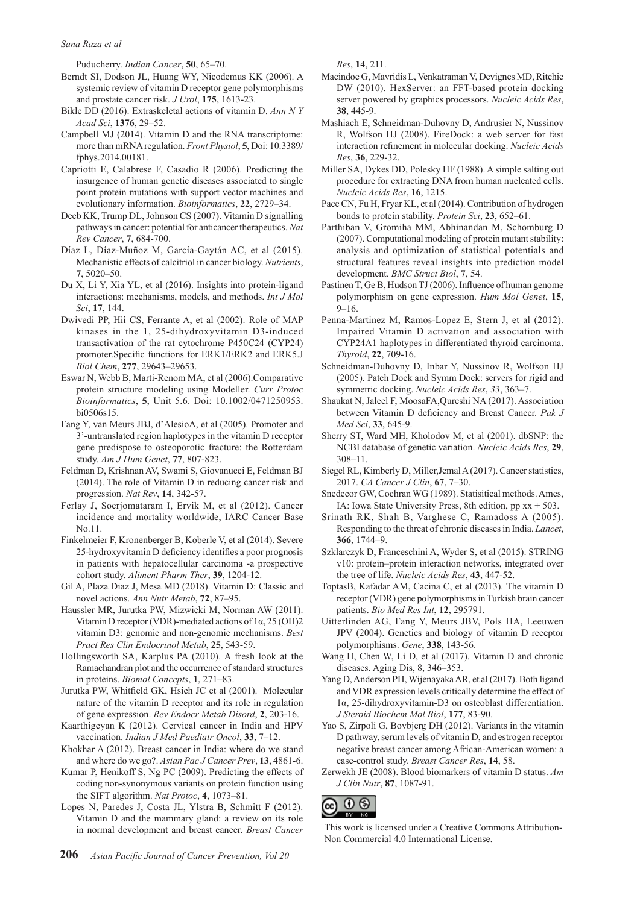Puducherry. *Indian Cancer*, **50**, 65–70.

Berndt SI, Dodson JL, Huang WY, Nicodemus KK (2006). A systemic review of vitamin D receptor gene polymorphisms and prostate cancer risk. *J Urol*, **175**, 1613-23.

Bikle DD (2016). Extraskeletal actions of vitamin D. *Ann N Y Acad Sci*, **1376**, 29–52.

Campbell MJ (2014). Vitamin D and the RNA transcriptome: more than mRNA regulation. *Front Physiol*, **5**, Doi: 10.3389/fphys.2014.00181.

Capriotti E, Calabrese F, Casadio R (2006). Predicting the insurgence of human genetic diseases associated to single point protein mutations with support vector machines and evolutionary information. *Bioinformatics*, **22**, 2729–34.

Deeb KK, Trump DL, Johnson CS (2007). Vitamin D signalling pathways in cancer: potential for anticancer therapeutics. *Nat Rev Cancer*, **7**, 684-700.

Díaz L, Díaz-Muñoz M, García-Gaytán AC, et al (2015). Mechanistic effects of calcitriol in cancer biology. *Nutrients*, **7**, 5020–50.

Du X, Li Y, Xia YL, et al (2016). Insights into protein-ligand interactions: mechanisms, models, and methods. *Int J Mol Sci*, **17**, 144.

Dwivedi PP, Hii CS, Ferrante A, et al (2002). Role of MAP kinases in the 1, 25-dihydroxyvitamin D3-induced transactivation of the rat cytochrome P450C24 (CYP24) promoter.Specific functions for ERK1/ERK2 and ERK5.*J Biol Chem*, **277**, 29643–29653.

Eswar N, Webb B, Marti-Renom MA, et al (2006).Comparative protein structure modeling using Modeller. *Curr Protoc Bioinformatics*, **5**, Unit 5.6. Doi: 10.1002/0471250953.bi0506s15.

Fang Y, van Meurs JBJ, d'AlesioA, et al (2005). Promoter and 3'-untranslated region haplotypes in the vitamin D receptor gene predispose to osteoporotic fracture: the Rotterdam study. *Am J Hum Genet*, **77**, 807-823.

Feldman D, Krishnan AV, Swami S, Giovanucci E, Feldman BJ (2014). The role of Vitamin D in reducing cancer risk and progression. *Nat Rev*, **14**, 342-57.

Ferlay J, Soerjomataram I, Ervik M, et al (2012). Cancer incidence and mortality worldwide, IARC Cancer Base No.11.

Finkelmeier F, Kronenberger B, Koberle V, et al (2014). Severe 25-hydroxyvitamin D deficiency identifies a poor prognosis in patients with hepatocellular carcinoma -a prospective cohort study. *Aliment Pharm Ther*, **39**, 1204-12.

Gil A, Plaza Diaz J, Mesa MD (2018). Vitamin D: Classic and novel actions. *Ann Nutr Metab*, **72**, 87–95.

Haussler MR, Jurutka PW, Mizwicki M, Norman AW (2011). Vitamin D receptor (VDR)-mediated actions of 1α, 25 (OH)2 vitamin D3: genomic and non-genomic mechanisms. *Best Pract Res Clin Endocrinol Metab*, **25**, 543-59.

Hollingsworth SA, Karplus PA (2010). A fresh look at the Ramachandran plot and the occurrence of standard structures in proteins. *Biomol Concepts*, **1**, 271–83.

Jurutka PW, Whitfield GK, Hsieh JC et al (2001). Molecular nature of the vitamin D receptor and its role in regulation of gene expression. *Rev Endocr Metab Disord*, **2**, 203-16.

Kaarthigeyan K (2012). Cervical cancer in India and HPV vaccination. *Indian J Med Paediatr Oncol*, **33**, 7–12.

Khokhar A (2012). Breast cancer in India: where do we stand and where do we go?. *Asian Pac J Cancer Prev*, **13**, 4861-6.

Kumar P, Henikoff S, Ng PC (2009). Predicting the effects of coding non-synonymous variants on protein function using the SIFT algorithm. *Nat Protoc*, **4**, 1073–81.

Lopes N, Paredes J, Costa JL, Ylstra B, Schmitt F (2012). Vitamin D and the mammary gland: a review on its role in normal development and breast cancer. *Breast Cancer Res*, **14**, 211.

Macindoe G, Mavridis L, Venkatraman V, Devignes MD, Ritchie DW (2010). HexServer: an FFT-based protein docking server powered by graphics processors. *Nucleic Acids Res*, **38**, 445-9.

Mashiach E, Schneidman-Duhovny D, Andrusier N, Nussinov R, Wolfson HJ (2008). FireDock: a web server for fast interaction refinement in molecular docking. *Nucleic Acids Res*, **36**, 229-32.

Miller SA, Dykes DD, Polesky HF (1988). A simple salting out procedure for extracting DNA from human nucleated cells. *Nucleic Acids Res*, **16**, 1215.

Pace CN, Fu H, Fryar KL, et al (2014). Contribution of hydrogen bonds to protein stability. *Protein Sci*, **23**, 652–61.

Parthiban V, Gromiha MM, Abhinandan M, Schomburg D (2007). Computational modeling of protein mutant stability: analysis and optimization of statistical potentials and structural features reveal insights into prediction model development. *BMC Struct Biol*, **7**, 54.

Pastinen T, Ge B, Hudson TJ (2006). Influence of human genome polymorphism on gene expression. *Hum Mol Genet*, **15**, 9–16.

Penna-Martinez M, Ramos-Lopez E, Stern J, et al (2012). Impaired Vitamin D activation and association with CYP24A1 haplotypes in differentiated thyroid carcinoma. *Thyroid*, **22**, 709-16.

Schneidman-Duhovny D, Inbar Y, Nussinov R, Wolfson HJ (2005). Patch Dock and Symm Dock: servers for rigid and symmetric docking. *Nucleic Acids Res*, *33*, 363–7.

Shaukat N, Jaleel F, MoosaFA,Qureshi NA (2017). Association between Vitamin D deficiency and Breast Cancer. *Pak J Med Sci*, **33**, 645-9.

Sherry ST, Ward MH, Kholodov M, et al (2001). dbSNP: the NCBI database of genetic variation. *Nucleic Acids Res*, **29**, 308–11.

Siegel RL, Kimberly D, Miller,Jemal A (2017). Cancer statistics, 2017. *CA Cancer J Clin*, **67**, 7–30.

Snedecor GW, Cochran WG (1989). Statisitical methods. Ames, IA: Iowa State University Press, 8th edition, pp xx + 503.

Srinath RK, Shah B, Varghese C, Ramadoss A (2005). Responding to the threat of chronic diseases in India. *Lancet*, **366**, 1744–9.

Szklarczyk D, Franceschini A, Wyder S, et al (2015). STRING v10: protein–protein interaction networks, integrated over the tree of life. *Nucleic Acids Res*, **43**, 447-52.

ToptasB, Kafadar AM, Cacina C, et al (2013). The vitamin D receptor (VDR) gene polymorphisms in Turkish brain cancer patients. *Bio Med Res Int*, **12**, 295791.

Uitterlinden AG, Fang Y, Meurs JBV, Pols HA, Leeuwen JPV (2004). Genetics and biology of vitamin D receptor polymorphisms. *Gene*, **338**, 143-56.

Wang H, Chen W, Li D, et al (2017). Vitamin D and chronic diseases. Aging Dis, 8, 346–353.

Yang D, Anderson PH, Wijenayaka AR, et al (2017). Both ligand and VDR expression levels critically determine the effect of 1α, 25-dihydroxyvitamin-D3 on osteoblast differentiation. *J Steroid Biochem Mol Biol*, **177**, 83-90.

Yao S, Zirpoli G, Bovbjerg DH (2012). Variants in the vitamin D pathway, serum levels of vitamin D, and estrogen receptor negative breast cancer among African-American women: a case-control study. *Breast Cancer Res*, **14**, 58.

Zerwekh JE (2008). Blood biomarkers of vitamin D status. *Am J Clin Nutr*, **87**, 1087-91.

This work is licensed under a Creative Commons Attribution-Non Commercial 4.0 International License.